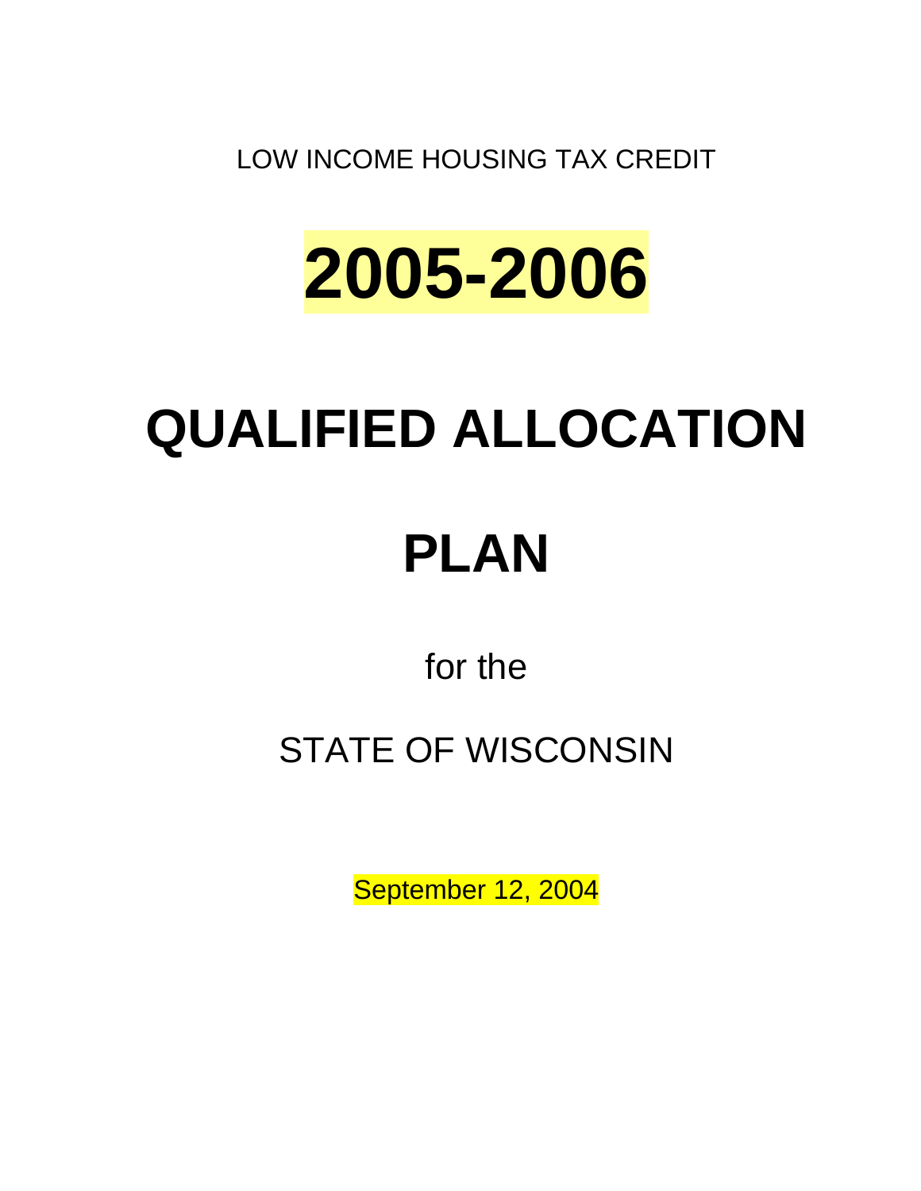LOW INCOME HOUSING TAX CREDIT

# 2005-2006

# QUALIFIED ALLOCATION

# PLAN

for the

STATE OF WISCONSIN

September 12, 2004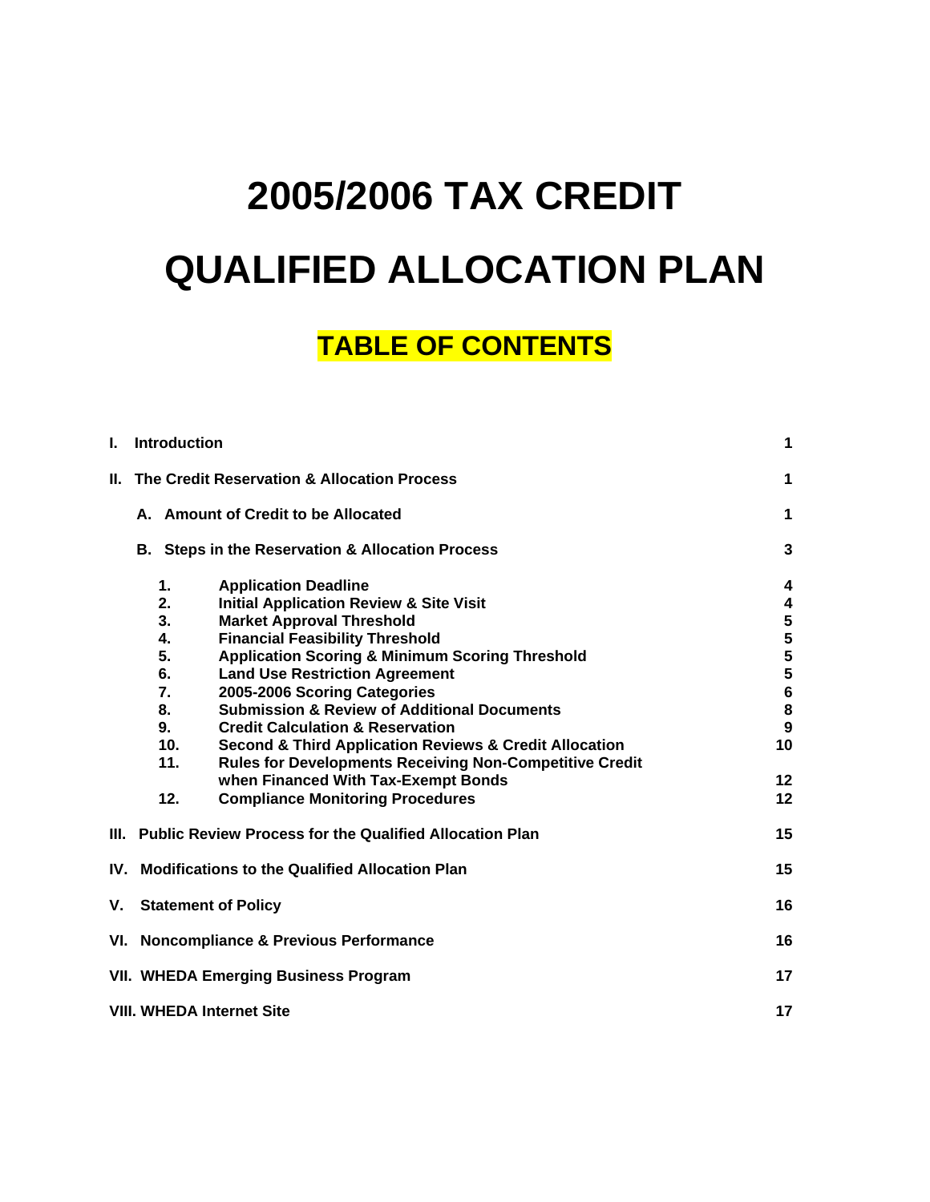# 2005/2006 TAX CREDIT QUALIFIED ALLOCATION PLAN

## TABLE OF CONTENTS

| | | |
|---|---|---|
| **I. Introduction** | | **1** |
| **II. The Credit Reservation & Allocation Process** | | **1** |
| **A. Amount of Credit to be Allocated** | | **1** |
| **B. Steps in the Reservation & Allocation Process** | | **3** |
| **1.** | **Application Deadline** | **4** |
| **2.** | **Initial Application Review & Site Visit** | **4** |
| **3.** | **Market Approval Threshold** | **5** |
| **4.** | **Financial Feasibility Threshold** | **5** |
| **5.** | **Application Scoring & Minimum Scoring Threshold** | **5** |
| **6.** | **Land Use Restriction Agreement** | **5** |
| **7.** | **2005-2006 Scoring Categories** | **6** |
| **8.** | **Submission & Review of Additional Documents** | **8** |
| **9.** | **Credit Calculation & Reservation** | **9** |
| **10.** | **Second & Third Application Reviews & Credit Allocation** | **10** |
| **11.** | **Rules for Developments Receiving Non-Competitive Credit when Financed With Tax-Exempt Bonds** | **12** |
| **12.** | **Compliance Monitoring Procedures** | **12** |
| **III. Public Review Process for the Qualified Allocation Plan** | | **15** |
| **IV. Modifications to the Qualified Allocation Plan** | | **15** |
| **V. Statement of Policy** | | **16** |
| **VI. Noncompliance & Previous Performance** | | **16** |
| **VII. WHEDA Emerging Business Program** | | **17** |
| **VIII. WHEDA Internet Site** | | **17** |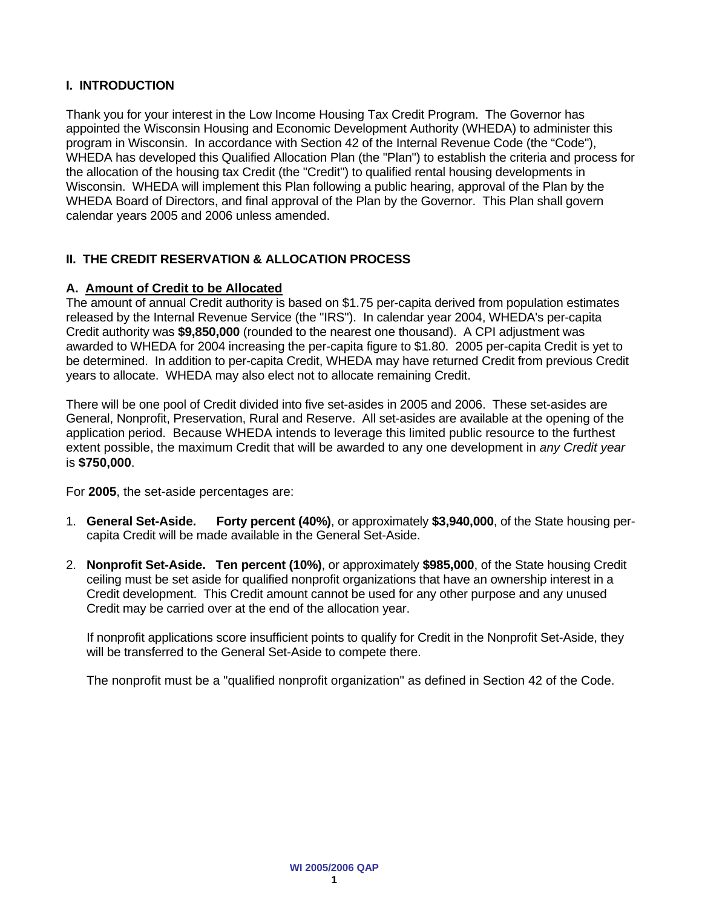## I. INTRODUCTION

Thank you for your interest in the Low Income Housing Tax Credit Program. The Governor has appointed the Wisconsin Housing and Economic Development Authority (WHEDA) to administer this program in Wisconsin. In accordance with Section 42 of the Internal Revenue Code (the "Code"), WHEDA has developed this Qualified Allocation Plan (the "Plan") to establish the criteria and process for the allocation of the housing tax Credit (the "Credit") to qualified rental housing developments in Wisconsin. WHEDA will implement this Plan following a public hearing, approval of the Plan by the WHEDA Board of Directors, and final approval of the Plan by the Governor. This Plan shall govern calendar years 2005 and 2006 unless amended.

## II. THE CREDIT RESERVATION & ALLOCATION PROCESS

### A. Amount of Credit to be Allocated

The amount of annual Credit authority is based on $1.75 per-capita derived from population estimates released by the Internal Revenue Service (the "IRS"). In calendar year 2004, WHEDA's per-capita Credit authority was **$9,850,000** (rounded to the nearest one thousand). A CPI adjustment was awarded to WHEDA for 2004 increasing the per-capita figure to $1.80. 2005 per-capita Credit is yet to be determined. In addition to per-capita Credit, WHEDA may have returned Credit from previous Credit years to allocate. WHEDA may also elect not to allocate remaining Credit.

There will be one pool of Credit divided into five set-asides in 2005 and 2006. These set-asides are General, Nonprofit, Preservation, Rural and Reserve. All set-asides are available at the opening of the application period. Because WHEDA intends to leverage this limited public resource to the furthest extent possible, the maximum Credit that will be awarded to any one development in *any Credit year* is **$750,000**.

For **2005**, the set-aside percentages are:

1. **General Set-Aside. Forty percent (40%)**, or approximately **$3,940,000**, of the State housing per-capita Credit will be made available in the General Set-Aside.

2. **Nonprofit Set-Aside. Ten percent (10%)**, or approximately **$985,000**, of the State housing Credit ceiling must be set aside for qualified nonprofit organizations that have an ownership interest in a Credit development. This Credit amount cannot be used for any other purpose and any unused Credit may be carried over at the end of the allocation year.

   If nonprofit applications score insufficient points to qualify for Credit in the Nonprofit Set-Aside, they will be transferred to the General Set-Aside to compete there.

   The nonprofit must be a "qualified nonprofit organization" as defined in Section 42 of the Code.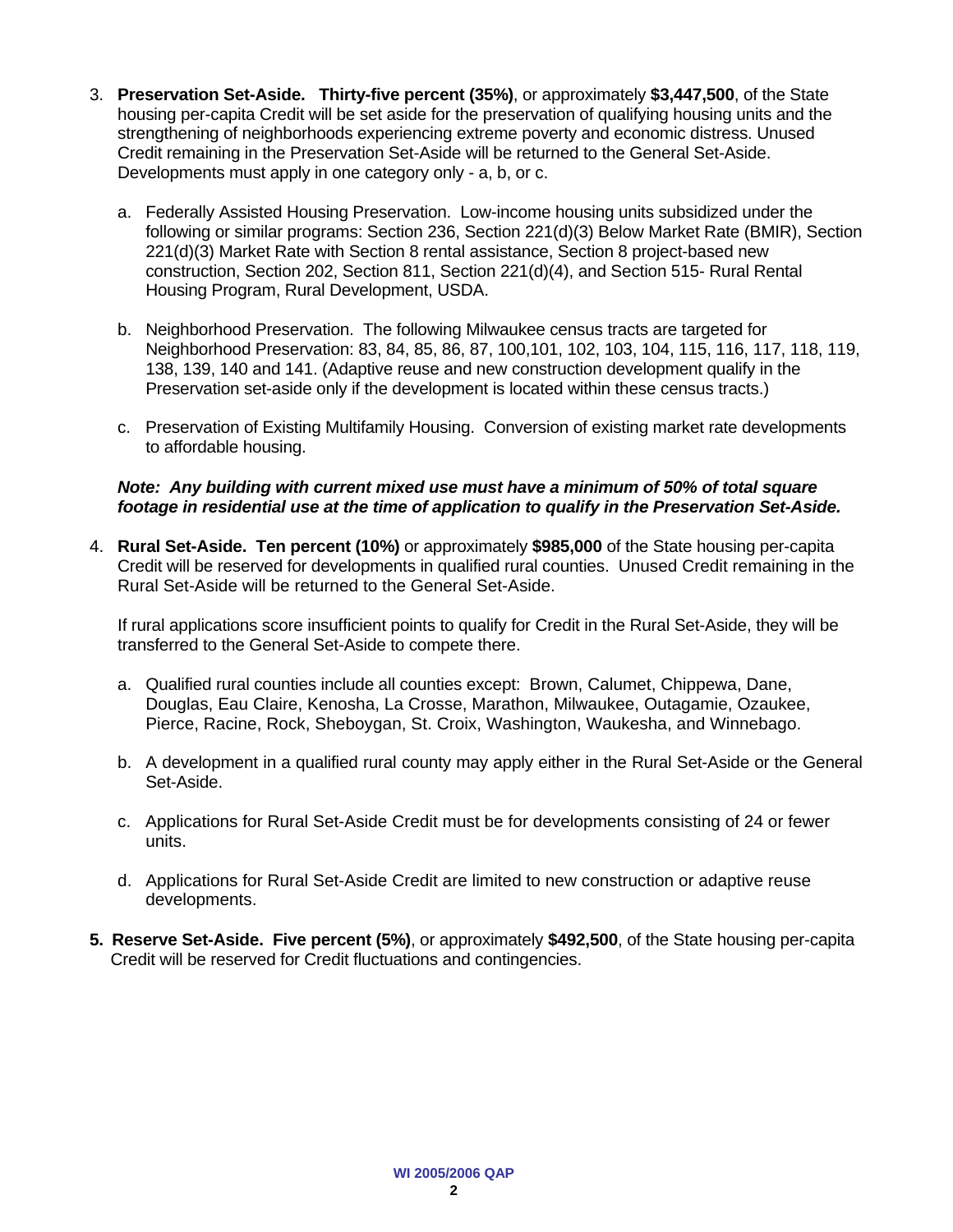3. **Preservation Set-Aside. Thirty-five percent (35%)**, or approximately **$3,447,500**, of the State housing per-capita Credit will be set aside for the preservation of qualifying housing units and the strengthening of neighborhoods experiencing extreme poverty and economic distress. Unused Credit remaining in the Preservation Set-Aside will be returned to the General Set-Aside. Developments must apply in one category only - a, b, or c.

   a. Federally Assisted Housing Preservation. Low-income housing units subsidized under the following or similar programs: Section 236, Section 221(d)(3) Below Market Rate (BMIR), Section 221(d)(3) Market Rate with Section 8 rental assistance, Section 8 project-based new construction, Section 202, Section 811, Section 221(d)(4), and Section 515- Rural Rental Housing Program, Rural Development, USDA.

   b. Neighborhood Preservation. The following Milwaukee census tracts are targeted for Neighborhood Preservation: 83, 84, 85, 86, 87, 100,101, 102, 103, 104, 115, 116, 117, 118, 119, 138, 139, 140 and 141. (Adaptive reuse and new construction development qualify in the Preservation set-aside only if the development is located within these census tracts.)

   c. Preservation of Existing Multifamily Housing. Conversion of existing market rate developments to affordable housing.

   ***Note: Any building with current mixed use must have a minimum of 50% of total square footage in residential use at the time of application to qualify in the Preservation Set-Aside.***

4. **Rural Set-Aside. Ten percent (10%)** or approximately **$985,000** of the State housing per-capita Credit will be reserved for developments in qualified rural counties. Unused Credit remaining in the Rural Set-Aside will be returned to the General Set-Aside.

   If rural applications score insufficient points to qualify for Credit in the Rural Set-Aside, they will be transferred to the General Set-Aside to compete there.

   a. Qualified rural counties include all counties except: Brown, Calumet, Chippewa, Dane, Douglas, Eau Claire, Kenosha, La Crosse, Marathon, Milwaukee, Outagamie, Ozaukee, Pierce, Racine, Rock, Sheboygan, St. Croix, Washington, Waukesha, and Winnebago.

   b. A development in a qualified rural county may apply either in the Rural Set-Aside or the General Set-Aside.

   c. Applications for Rural Set-Aside Credit must be for developments consisting of 24 or fewer units.

   d. Applications for Rural Set-Aside Credit are limited to new construction or adaptive reuse developments.

5. **Reserve Set-Aside. Five percent (5%)**, or approximately **$492,500**, of the State housing per-capita Credit will be reserved for Credit fluctuations and contingencies.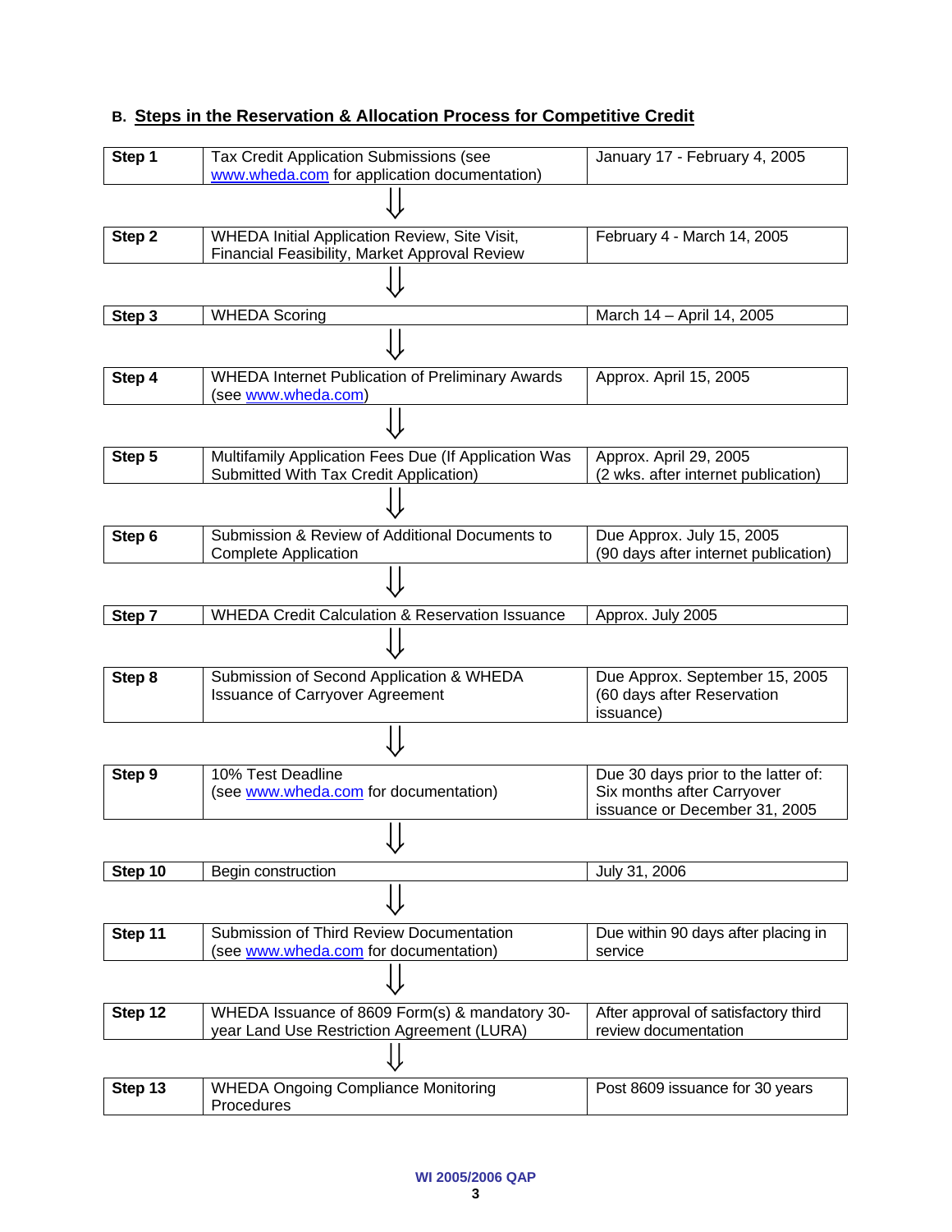## B. Steps in the Reservation & Allocation Process for Competitive Credit

| | | |
|---|---|---|
| **Step 1** | Tax Credit Application Submissions (see www.wheda.com for application documentation) | January 17 - February 4, 2005 |
| **Step 2** | WHEDA Initial Application Review, Site Visit, Financial Feasibility, Market Approval Review | February 4 - March 14, 2005 |
| **Step 3** | WHEDA Scoring | March 14 – April 14, 2005 |
| **Step 4** | WHEDA Internet Publication of Preliminary Awards (see www.wheda.com) | Approx. April 15, 2005 |
| **Step 5** | Multifamily Application Fees Due (If Application Was Submitted With Tax Credit Application) | Approx. April 29, 2005 (2 wks. after internet publication) |
| **Step 6** | Submission & Review of Additional Documents to Complete Application | Due Approx. July 15, 2005 (90 days after internet publication) |
| **Step 7** | WHEDA Credit Calculation & Reservation Issuance | Approx. July 2005 |
| **Step 8** | Submission of Second Application & WHEDA Issuance of Carryover Agreement | Due Approx. September 15, 2005 (60 days after Reservation issuance) |
| **Step 9** | 10% Test Deadline (see www.wheda.com for documentation) | Due 30 days prior to the latter of: Six months after Carryover issuance or December 31, 2005 |
| **Step 10** | Begin construction | July 31, 2006 |
| **Step 11** | Submission of Third Review Documentation (see www.wheda.com for documentation) | Due within 90 days after placing in service |
| **Step 12** | WHEDA Issuance of 8609 Form(s) & mandatory 30-year Land Use Restriction Agreement (LURA) | After approval of satisfactory third review documentation |
| **Step 13** | WHEDA Ongoing Compliance Monitoring Procedures | Post 8609 issuance for 30 years |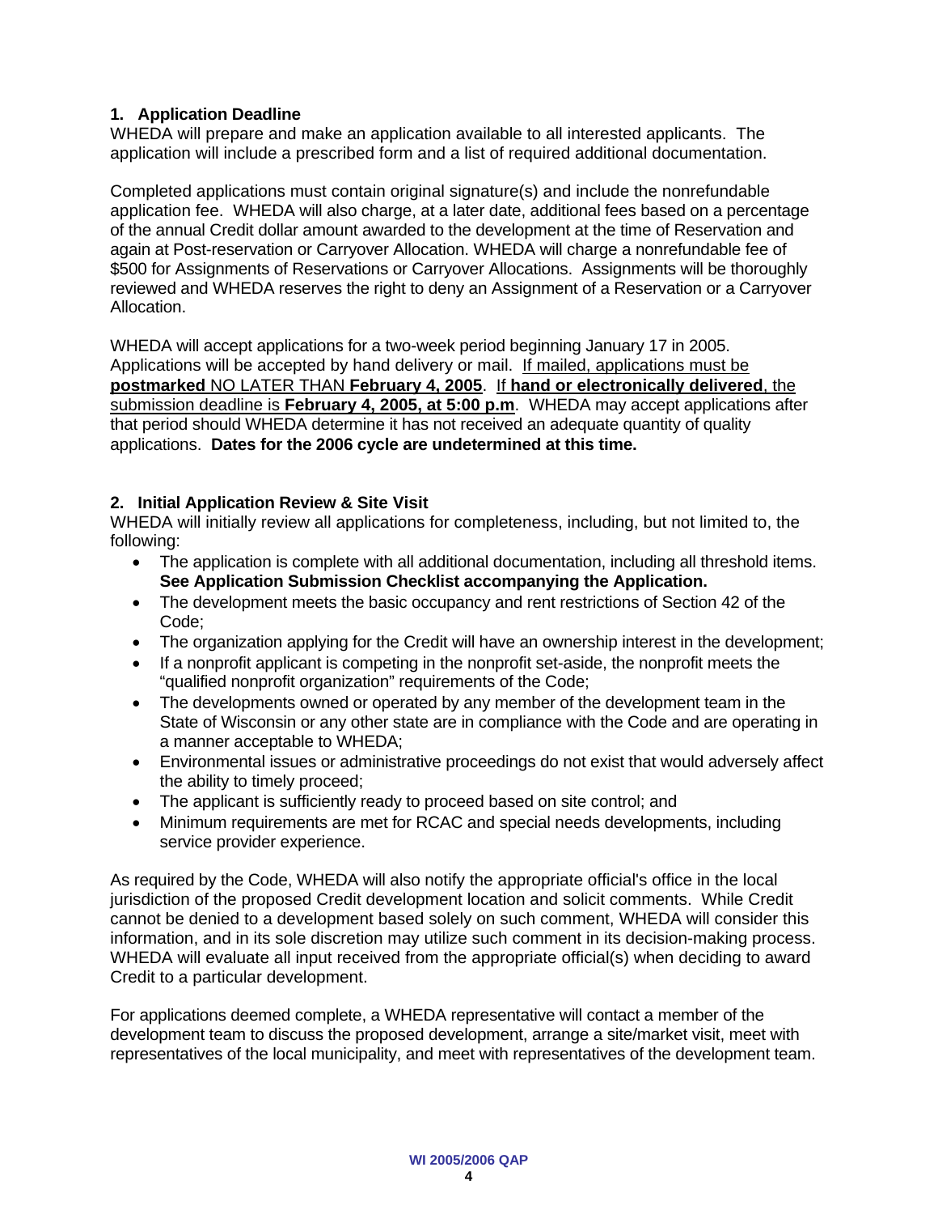### 1. Application Deadline

WHEDA will prepare and make an application available to all interested applicants. The application will include a prescribed form and a list of required additional documentation.

Completed applications must contain original signature(s) and include the nonrefundable application fee. WHEDA will also charge, at a later date, additional fees based on a percentage of the annual Credit dollar amount awarded to the development at the time of Reservation and again at Post-reservation or Carryover Allocation. WHEDA will charge a nonrefundable fee of $500 for Assignments of Reservations or Carryover Allocations. Assignments will be thoroughly reviewed and WHEDA reserves the right to deny an Assignment of a Reservation or a Carryover Allocation.

WHEDA will accept applications for a two-week period beginning January 17 in 2005. Applications will be accepted by hand delivery or mail. If mailed, applications must be **postmarked** NO LATER THAN **February 4, 2005**. If **hand or electronically delivered**, the submission deadline is **February 4, 2005, at 5:00 p.m**. WHEDA may accept applications after that period should WHEDA determine it has not received an adequate quantity of quality applications. **Dates for the 2006 cycle are undetermined at this time.**

### 2. Initial Application Review & Site Visit

WHEDA will initially review all applications for completeness, including, but not limited to, the following:

- The application is complete with all additional documentation, including all threshold items. **See Application Submission Checklist accompanying the Application.**
- The development meets the basic occupancy and rent restrictions of Section 42 of the Code;
- The organization applying for the Credit will have an ownership interest in the development;
- If a nonprofit applicant is competing in the nonprofit set-aside, the nonprofit meets the "qualified nonprofit organization" requirements of the Code;
- The developments owned or operated by any member of the development team in the State of Wisconsin or any other state are in compliance with the Code and are operating in a manner acceptable to WHEDA;
- Environmental issues or administrative proceedings do not exist that would adversely affect the ability to timely proceed;
- The applicant is sufficiently ready to proceed based on site control; and
- Minimum requirements are met for RCAC and special needs developments, including service provider experience.

As required by the Code, WHEDA will also notify the appropriate official's office in the local jurisdiction of the proposed Credit development location and solicit comments. While Credit cannot be denied to a development based solely on such comment, WHEDA will consider this information, and in its sole discretion may utilize such comment in its decision-making process. WHEDA will evaluate all input received from the appropriate official(s) when deciding to award Credit to a particular development.

For applications deemed complete, a WHEDA representative will contact a member of the development team to discuss the proposed development, arrange a site/market visit, meet with representatives of the local municipality, and meet with representatives of the development team.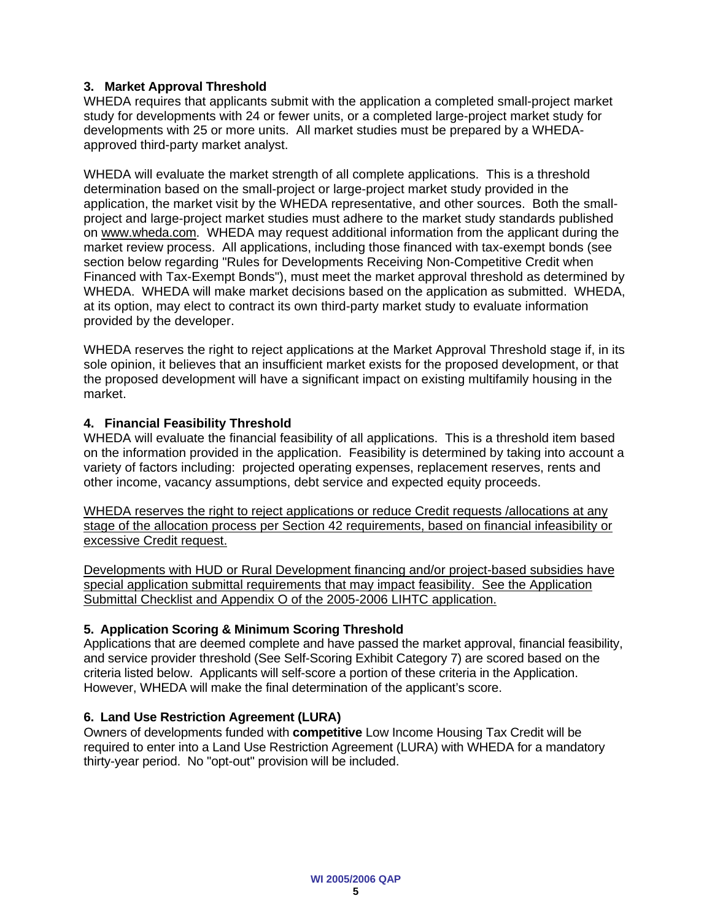### 3. Market Approval Threshold

WHEDA requires that applicants submit with the application a completed small-project market study for developments with 24 or fewer units, or a completed large-project market study for developments with 25 or more units. All market studies must be prepared by a WHEDA-approved third-party market analyst.

WHEDA will evaluate the market strength of all complete applications. This is a threshold determination based on the small-project or large-project market study provided in the application, the market visit by the WHEDA representative, and other sources. Both the small-project and large-project market studies must adhere to the market study standards published on www.wheda.com. WHEDA may request additional information from the applicant during the market review process. All applications, including those financed with tax-exempt bonds (see section below regarding "Rules for Developments Receiving Non-Competitive Credit when Financed with Tax-Exempt Bonds"), must meet the market approval threshold as determined by WHEDA. WHEDA will make market decisions based on the application as submitted. WHEDA, at its option, may elect to contract its own third-party market study to evaluate information provided by the developer.

WHEDA reserves the right to reject applications at the Market Approval Threshold stage if, in its sole opinion, it believes that an insufficient market exists for the proposed development, or that the proposed development will have a significant impact on existing multifamily housing in the market.

### 4. Financial Feasibility Threshold

WHEDA will evaluate the financial feasibility of all applications. This is a threshold item based on the information provided in the application. Feasibility is determined by taking into account a variety of factors including: projected operating expenses, replacement reserves, rents and other income, vacancy assumptions, debt service and expected equity proceeds.

<u>WHEDA reserves the right to reject applications or reduce Credit requests /allocations at any stage of the allocation process per Section 42 requirements, based on financial infeasibility or excessive Credit request.</u>

<u>Developments with HUD or Rural Development financing and/or project-based subsidies have special application submittal requirements that may impact feasibility. See the Application Submittal Checklist and Appendix O of the 2005-2006 LIHTC application.</u>

### 5. Application Scoring & Minimum Scoring Threshold

Applications that are deemed complete and have passed the market approval, financial feasibility, and service provider threshold (See Self-Scoring Exhibit Category 7) are scored based on the criteria listed below. Applicants will self-score a portion of these criteria in the Application. However, WHEDA will make the final determination of the applicant's score.

### 6. Land Use Restriction Agreement (LURA)

Owners of developments funded with **competitive** Low Income Housing Tax Credit will be required to enter into a Land Use Restriction Agreement (LURA) with WHEDA for a mandatory thirty-year period. No "opt-out" provision will be included.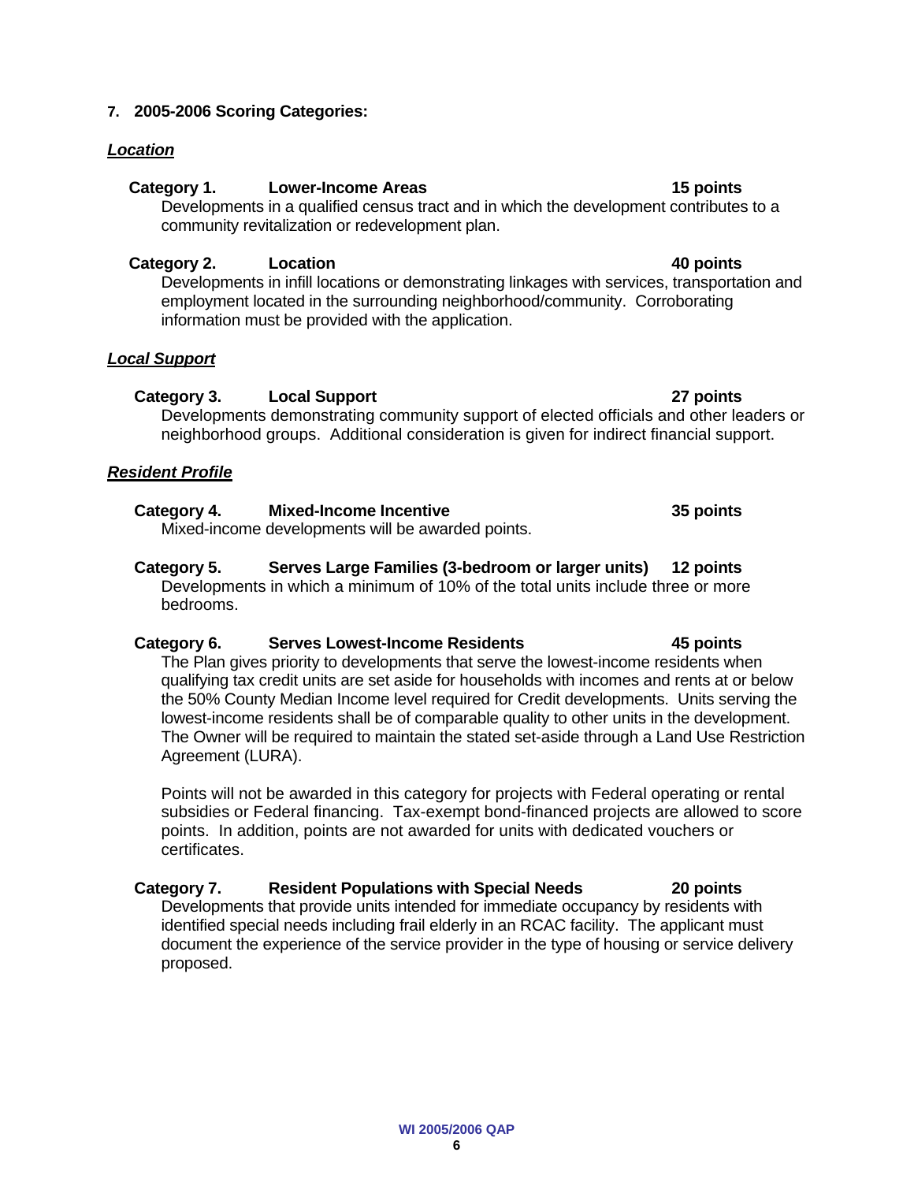**7. 2005-2006 Scoring Categories:**

***Location***

**Category 1. Lower-Income Areas 15 points**

Developments in a qualified census tract and in which the development contributes to a community revitalization or redevelopment plan.

**Category 2. Location 40 points**

Developments in infill locations or demonstrating linkages with services, transportation and employment located in the surrounding neighborhood/community. Corroborating information must be provided with the application.

***Local Support***

**Category 3. Local Support 27 points**

Developments demonstrating community support of elected officials and other leaders or neighborhood groups. Additional consideration is given for indirect financial support.

***Resident Profile***

**Category 4. Mixed-Income Incentive 35 points**

Mixed-income developments will be awarded points.

**Category 5. Serves Large Families (3-bedroom or larger units) 12 points**

Developments in which a minimum of 10% of the total units include three or more bedrooms.

**Category 6. Serves Lowest-Income Residents 45 points**

The Plan gives priority to developments that serve the lowest-income residents when qualifying tax credit units are set aside for households with incomes and rents at or below the 50% County Median Income level required for Credit developments. Units serving the lowest-income residents shall be of comparable quality to other units in the development. The Owner will be required to maintain the stated set-aside through a Land Use Restriction Agreement (LURA).

Points will not be awarded in this category for projects with Federal operating or rental subsidies or Federal financing. Tax-exempt bond-financed projects are allowed to score points. In addition, points are not awarded for units with dedicated vouchers or certificates.

**Category 7. Resident Populations with Special Needs 20 points**

Developments that provide units intended for immediate occupancy by residents with identified special needs including frail elderly in an RCAC facility. The applicant must document the experience of the service provider in the type of housing or service delivery proposed.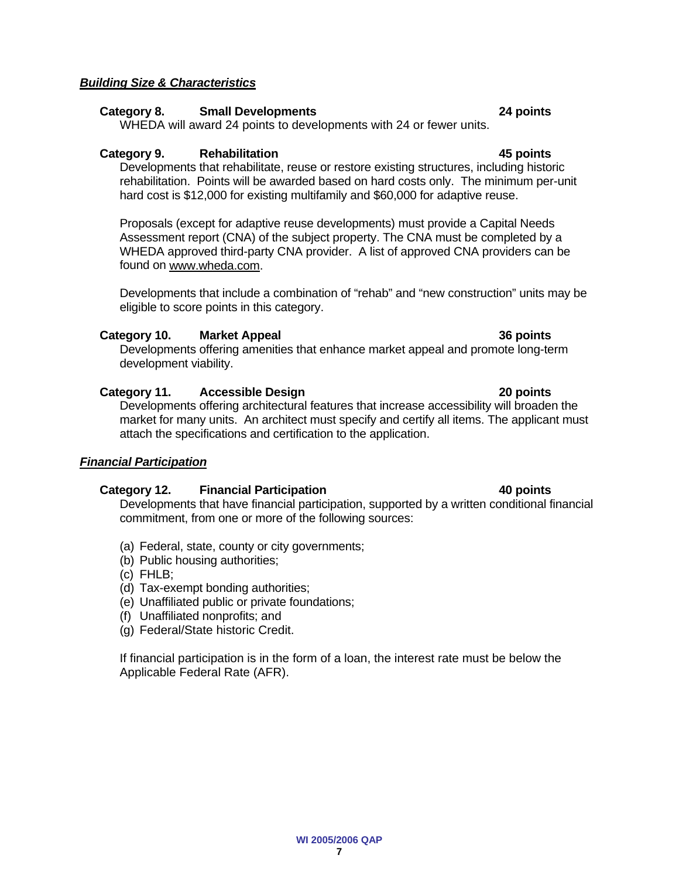***Building Size & Characteristics***

**Category 8. Small Developments 24 points**

WHEDA will award 24 points to developments with 24 or fewer units.

**Category 9. Rehabilitation 45 points**

Developments that rehabilitate, reuse or restore existing structures, including historic rehabilitation. Points will be awarded based on hard costs only. The minimum per-unit hard cost is $12,000 for existing multifamily and $60,000 for adaptive reuse.

Proposals (except for adaptive reuse developments) must provide a Capital Needs Assessment report (CNA) of the subject property. The CNA must be completed by a WHEDA approved third-party CNA provider. A list of approved CNA providers can be found on www.wheda.com.

Developments that include a combination of "rehab" and "new construction" units may be eligible to score points in this category.

**Category 10. Market Appeal 36 points**

Developments offering amenities that enhance market appeal and promote long-term development viability.

**Category 11. Accessible Design 20 points**

Developments offering architectural features that increase accessibility will broaden the market for many units. An architect must specify and certify all items. The applicant must attach the specifications and certification to the application.

***Financial Participation***

**Category 12. Financial Participation 40 points**

Developments that have financial participation, supported by a written conditional financial commitment, from one or more of the following sources:

(a) Federal, state, county or city governments;
(b) Public housing authorities;
(c) FHLB;
(d) Tax-exempt bonding authorities;
(e) Unaffiliated public or private foundations;
(f) Unaffiliated nonprofits; and
(g) Federal/State historic Credit.

If financial participation is in the form of a loan, the interest rate must be below the Applicable Federal Rate (AFR).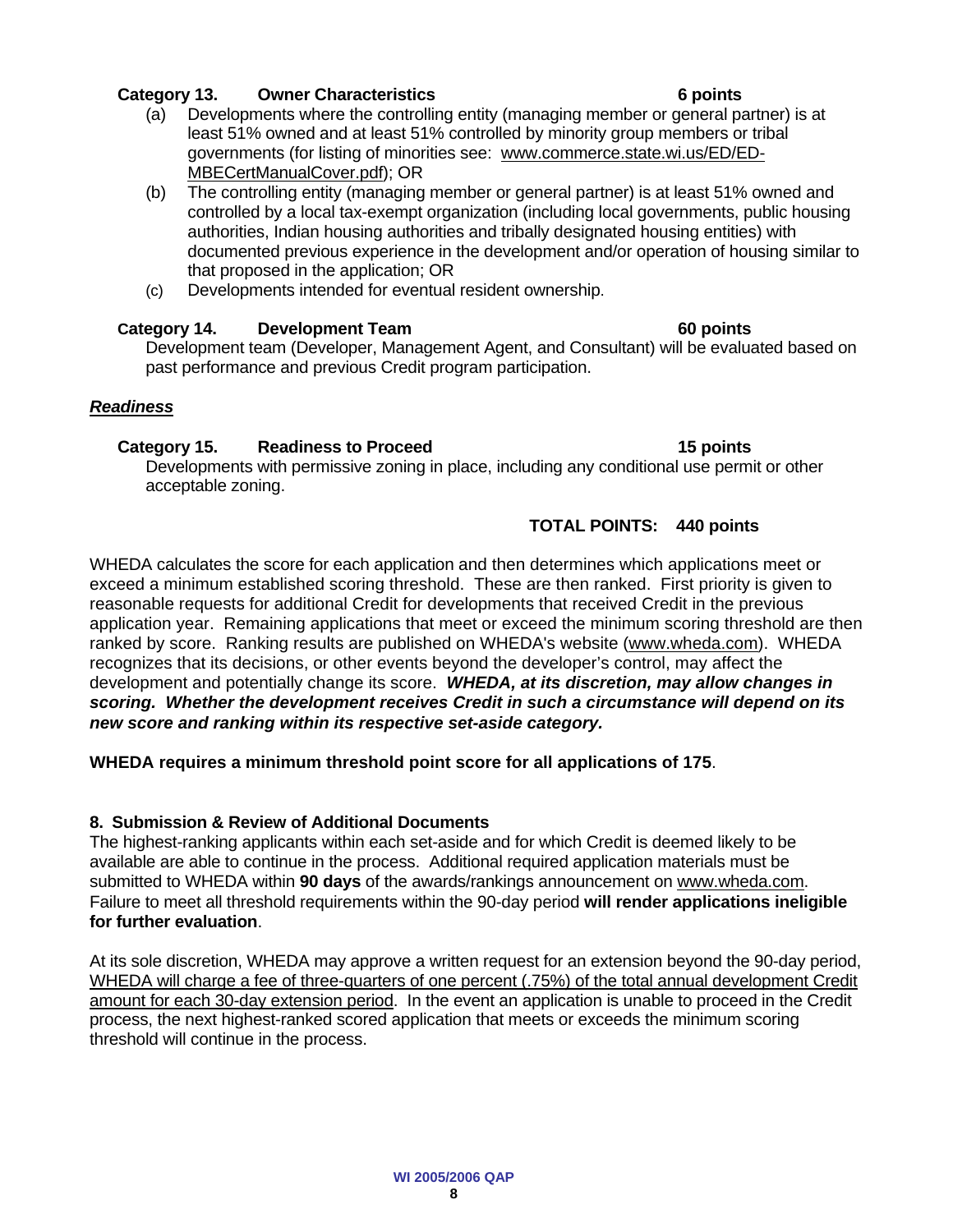**Category 13. Owner Characteristics 6 points**

(a) Developments where the controlling entity (managing member or general partner) is at least 51% owned and at least 51% controlled by minority group members or tribal governments (for listing of minorities see: www.commerce.state.wi.us/ED/ED-MBECertManualCover.pdf); OR

(b) The controlling entity (managing member or general partner) is at least 51% owned and controlled by a local tax-exempt organization (including local governments, public housing authorities, Indian housing authorities and tribally designated housing entities) with documented previous experience in the development and/or operation of housing similar to that proposed in the application; OR

(c) Developments intended for eventual resident ownership.

**Category 14. Development Team 60 points**

Development team (Developer, Management Agent, and Consultant) will be evaluated based on past performance and previous Credit program participation.

***Readiness***

**Category 15. Readiness to Proceed 15 points**

Developments with permissive zoning in place, including any conditional use permit or other acceptable zoning.

**TOTAL POINTS: 440 points**

WHEDA calculates the score for each application and then determines which applications meet or exceed a minimum established scoring threshold. These are then ranked. First priority is given to reasonable requests for additional Credit for developments that received Credit in the previous application year. Remaining applications that meet or exceed the minimum scoring threshold are then ranked by score. Ranking results are published on WHEDA's website (www.wheda.com). WHEDA recognizes that its decisions, or other events beyond the developer's control, may affect the development and potentially change its score. ***WHEDA, at its discretion, may allow changes in scoring. Whether the development receives Credit in such a circumstance will depend on its new score and ranking within its respective set-aside category.***

**WHEDA requires a minimum threshold point score for all applications of 175**.

**8. Submission & Review of Additional Documents**

The highest-ranking applicants within each set-aside and for which Credit is deemed likely to be available are able to continue in the process. Additional required application materials must be submitted to WHEDA within **90 days** of the awards/rankings announcement on www.wheda.com. Failure to meet all threshold requirements within the 90-day period **will render applications ineligible for further evaluation**.

At its sole discretion, WHEDA may approve a written request for an extension beyond the 90-day period, WHEDA will charge a fee of three-quarters of one percent (.75%) of the total annual development Credit amount for each 30-day extension period. In the event an application is unable to proceed in the Credit process, the next highest-ranked scored application that meets or exceeds the minimum scoring threshold will continue in the process.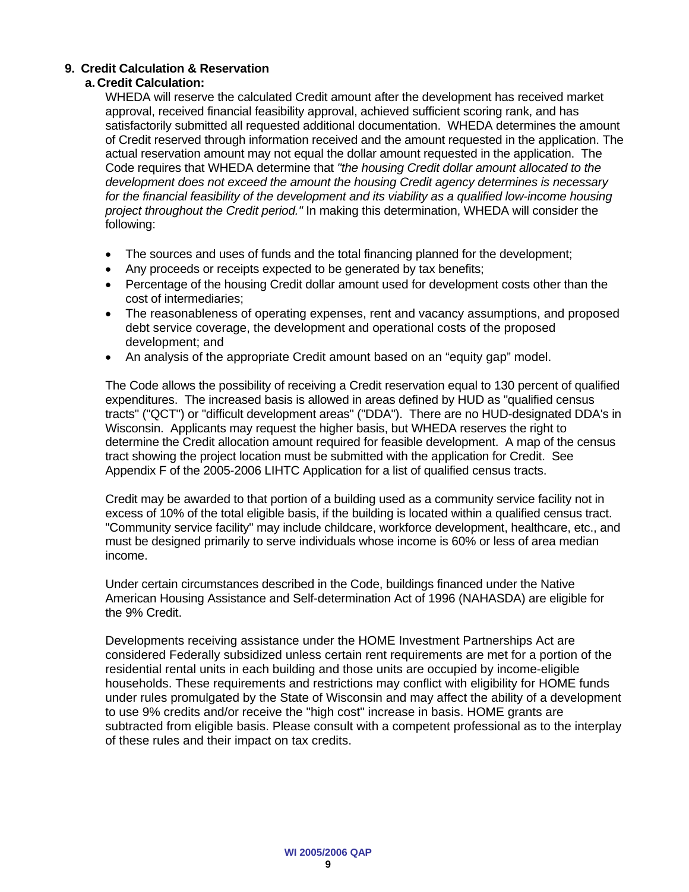## 9. Credit Calculation & Reservation

### a. Credit Calculation:

WHEDA will reserve the calculated Credit amount after the development has received market approval, received financial feasibility approval, achieved sufficient scoring rank, and has satisfactorily submitted all requested additional documentation. WHEDA determines the amount of Credit reserved through information received and the amount requested in the application. The actual reservation amount may not equal the dollar amount requested in the application. The Code requires that WHEDA determine that *"the housing Credit dollar amount allocated to the development does not exceed the amount the housing Credit agency determines is necessary for the financial feasibility of the development and its viability as a qualified low-income housing project throughout the Credit period."* In making this determination, WHEDA will consider the following:

- The sources and uses of funds and the total financing planned for the development;
- Any proceeds or receipts expected to be generated by tax benefits;
- Percentage of the housing Credit dollar amount used for development costs other than the cost of intermediaries;
- The reasonableness of operating expenses, rent and vacancy assumptions, and proposed debt service coverage, the development and operational costs of the proposed development; and
- An analysis of the appropriate Credit amount based on an “equity gap” model.

The Code allows the possibility of receiving a Credit reservation equal to 130 percent of qualified expenditures. The increased basis is allowed in areas defined by HUD as "qualified census tracts" ("QCT") or "difficult development areas" ("DDA"). There are no HUD-designated DDA's in Wisconsin. Applicants may request the higher basis, but WHEDA reserves the right to determine the Credit allocation amount required for feasible development. A map of the census tract showing the project location must be submitted with the application for Credit. See Appendix F of the 2005-2006 LIHTC Application for a list of qualified census tracts.

Credit may be awarded to that portion of a building used as a community service facility not in excess of 10% of the total eligible basis, if the building is located within a qualified census tract. "Community service facility" may include childcare, workforce development, healthcare, etc., and must be designed primarily to serve individuals whose income is 60% or less of area median income.

Under certain circumstances described in the Code, buildings financed under the Native American Housing Assistance and Self-determination Act of 1996 (NAHASDA) are eligible for the 9% Credit.

Developments receiving assistance under the HOME Investment Partnerships Act are considered Federally subsidized unless certain rent requirements are met for a portion of the residential rental units in each building and those units are occupied by income-eligible households. These requirements and restrictions may conflict with eligibility for HOME funds under rules promulgated by the State of Wisconsin and may affect the ability of a development to use 9% credits and/or receive the "high cost" increase in basis. HOME grants are subtracted from eligible basis. Please consult with a competent professional as to the interplay of these rules and their impact on tax credits.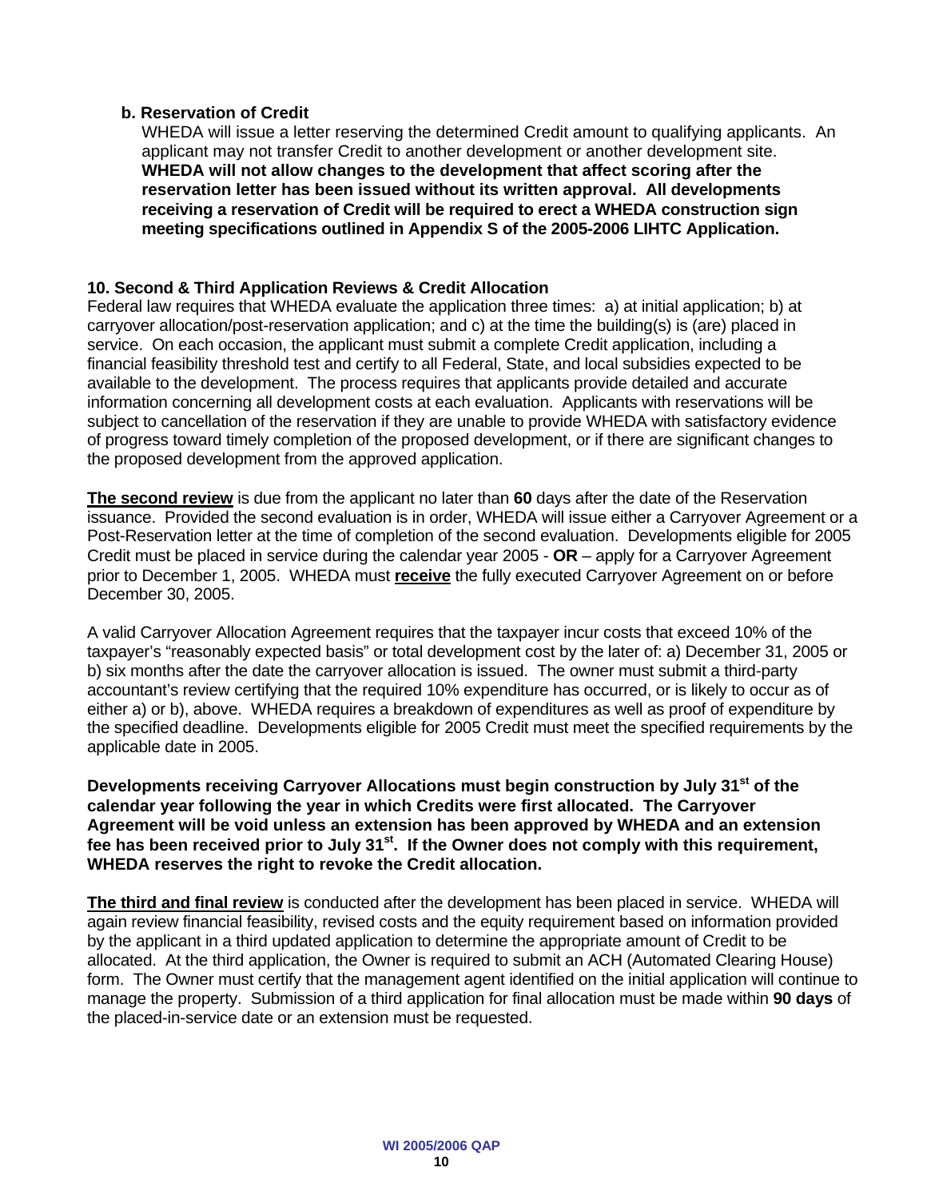**b. Reservation of Credit**

WHEDA will issue a letter reserving the determined Credit amount to qualifying applicants. An applicant may not transfer Credit to another development or another development site. **WHEDA will not allow changes to the development that affect scoring after the reservation letter has been issued without its written approval. All developments receiving a reservation of Credit will be required to erect a WHEDA construction sign meeting specifications outlined in Appendix S of the 2005-2006 LIHTC Application.**

### 10. Second & Third Application Reviews & Credit Allocation

Federal law requires that WHEDA evaluate the application three times: a) at initial application; b) at carryover allocation/post-reservation application; and c) at the time the building(s) is (are) placed in service. On each occasion, the applicant must submit a complete Credit application, including a financial feasibility threshold test and certify to all Federal, State, and local subsidies expected to be available to the development. The process requires that applicants provide detailed and accurate information concerning all development costs at each evaluation. Applicants with reservations will be subject to cancellation of the reservation if they are unable to provide WHEDA with satisfactory evidence of progress toward timely completion of the proposed development, or if there are significant changes to the proposed development from the approved application.

**The second review** is due from the applicant no later than **60** days after the date of the Reservation issuance. Provided the second evaluation is in order, WHEDA will issue either a Carryover Agreement or a Post-Reservation letter at the time of completion of the second evaluation. Developments eligible for 2005 Credit must be placed in service during the calendar year 2005 - **OR** – apply for a Carryover Agreement prior to December 1, 2005. WHEDA must **receive** the fully executed Carryover Agreement on or before December 30, 2005.

A valid Carryover Allocation Agreement requires that the taxpayer incur costs that exceed 10% of the taxpayer's "reasonably expected basis" or total development cost by the later of: a) December 31, 2005 or b) six months after the date the carryover allocation is issued. The owner must submit a third-party accountant's review certifying that the required 10% expenditure has occurred, or is likely to occur as of either a) or b), above. WHEDA requires a breakdown of expenditures as well as proof of expenditure by the specified deadline. Developments eligible for 2005 Credit must meet the specified requirements by the applicable date in 2005.

**Developments receiving Carryover Allocations must begin construction by July 31st of the calendar year following the year in which Credits were first allocated. The Carryover Agreement will be void unless an extension has been approved by WHEDA and an extension fee has been received prior to July 31st. If the Owner does not comply with this requirement, WHEDA reserves the right to revoke the Credit allocation.**

**The third and final review** is conducted after the development has been placed in service. WHEDA will again review financial feasibility, revised costs and the equity requirement based on information provided by the applicant in a third updated application to determine the appropriate amount of Credit to be allocated. At the third application, the Owner is required to submit an ACH (Automated Clearing House) form. The Owner must certify that the management agent identified on the initial application will continue to manage the property. Submission of a third application for final allocation must be made within **90 days** of the placed-in-service date or an extension must be requested.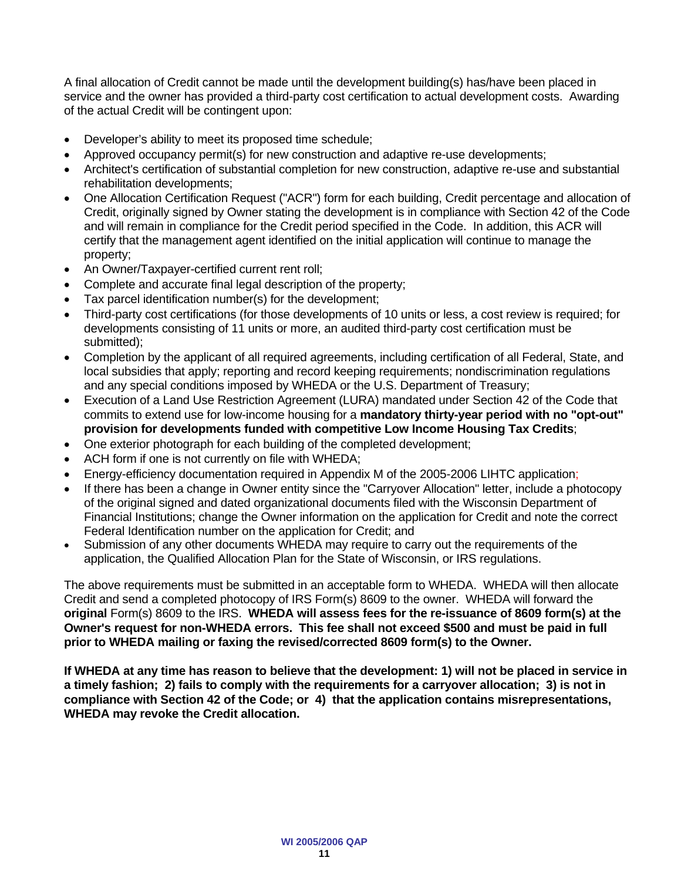A final allocation of Credit cannot be made until the development building(s) has/have been placed in service and the owner has provided a third-party cost certification to actual development costs. Awarding of the actual Credit will be contingent upon:

- Developer's ability to meet its proposed time schedule;
- Approved occupancy permit(s) for new construction and adaptive re-use developments;
- Architect's certification of substantial completion for new construction, adaptive re-use and substantial rehabilitation developments;
- One Allocation Certification Request ("ACR") form for each building, Credit percentage and allocation of Credit, originally signed by Owner stating the development is in compliance with Section 42 of the Code and will remain in compliance for the Credit period specified in the Code. In addition, this ACR will certify that the management agent identified on the initial application will continue to manage the property;
- An Owner/Taxpayer-certified current rent roll;
- Complete and accurate final legal description of the property;
- Tax parcel identification number(s) for the development;
- Third-party cost certifications (for those developments of 10 units or less, a cost review is required; for developments consisting of 11 units or more, an audited third-party cost certification must be submitted);
- Completion by the applicant of all required agreements, including certification of all Federal, State, and local subsidies that apply; reporting and record keeping requirements; nondiscrimination regulations and any special conditions imposed by WHEDA or the U.S. Department of Treasury;
- Execution of a Land Use Restriction Agreement (LURA) mandated under Section 42 of the Code that commits to extend use for low-income housing for a **mandatory thirty-year period with no "opt-out" provision for developments funded with competitive Low Income Housing Tax Credits**;
- One exterior photograph for each building of the completed development;
- ACH form if one is not currently on file with WHEDA;
- Energy-efficiency documentation required in Appendix M of the 2005-2006 LIHTC application;
- If there has been a change in Owner entity since the "Carryover Allocation" letter, include a photocopy of the original signed and dated organizational documents filed with the Wisconsin Department of Financial Institutions; change the Owner information on the application for Credit and note the correct Federal Identification number on the application for Credit; and
- Submission of any other documents WHEDA may require to carry out the requirements of the application, the Qualified Allocation Plan for the State of Wisconsin, or IRS regulations.

The above requirements must be submitted in an acceptable form to WHEDA. WHEDA will then allocate Credit and send a completed photocopy of IRS Form(s) 8609 to the owner. WHEDA will forward the **original** Form(s) 8609 to the IRS. **WHEDA will assess fees for the re-issuance of 8609 form(s) at the Owner's request for non-WHEDA errors. This fee shall not exceed $500 and must be paid in full prior to WHEDA mailing or faxing the revised/corrected 8609 form(s) to the Owner.**

**If WHEDA at any time has reason to believe that the development: 1) will not be placed in service in a timely fashion; 2) fails to comply with the requirements for a carryover allocation; 3) is not in compliance with Section 42 of the Code; or 4) that the application contains misrepresentations, WHEDA may revoke the Credit allocation.**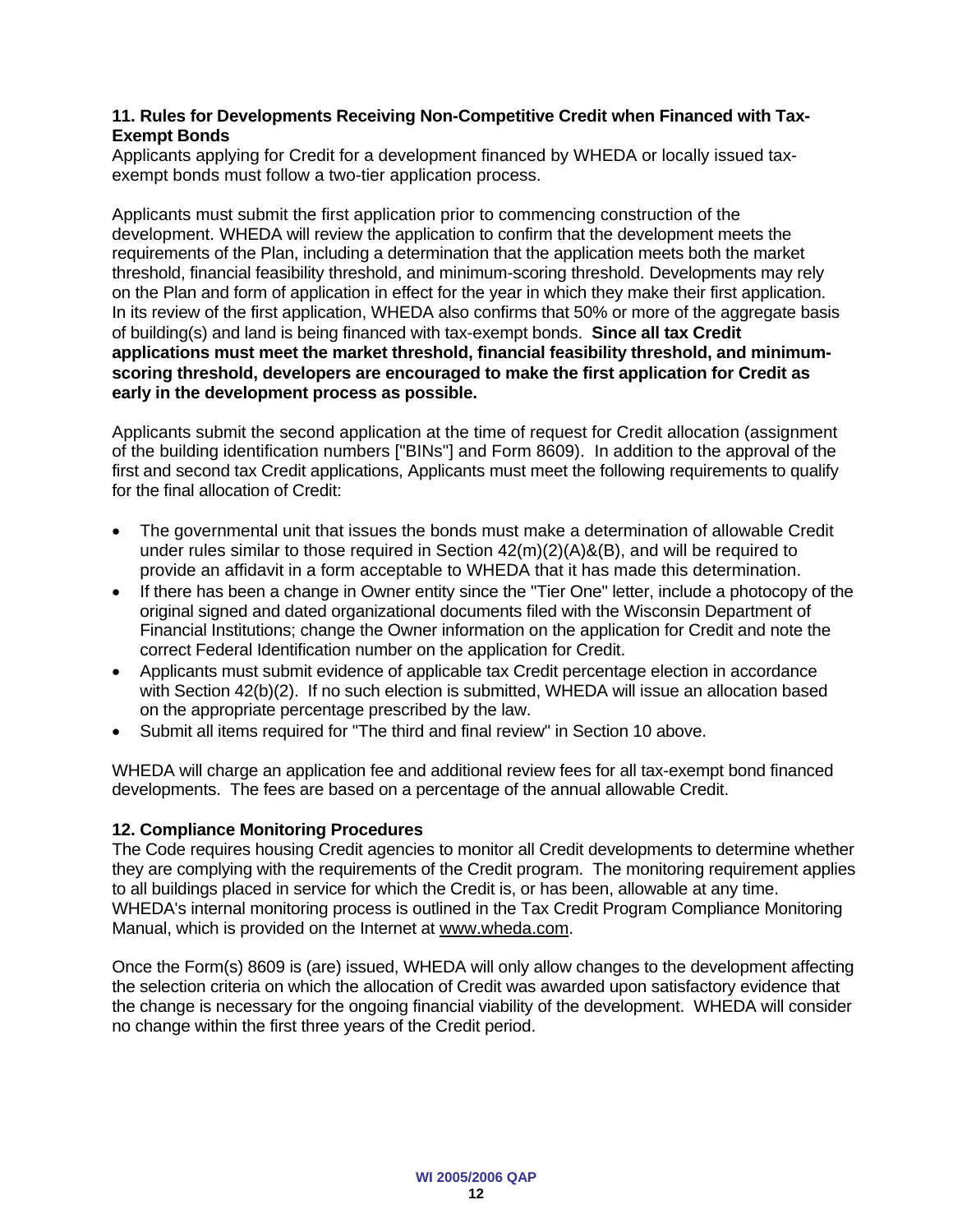**11. Rules for Developments Receiving Non-Competitive Credit when Financed with Tax-Exempt Bonds**

Applicants applying for Credit for a development financed by WHEDA or locally issued tax-exempt bonds must follow a two-tier application process.

Applicants must submit the first application prior to commencing construction of the development. WHEDA will review the application to confirm that the development meets the requirements of the Plan, including a determination that the application meets both the market threshold, financial feasibility threshold, and minimum-scoring threshold. Developments may rely on the Plan and form of application in effect for the year in which they make their first application. In its review of the first application, WHEDA also confirms that 50% or more of the aggregate basis of building(s) and land is being financed with tax-exempt bonds. **Since all tax Credit applications must meet the market threshold, financial feasibility threshold, and minimum-scoring threshold, developers are encouraged to make the first application for Credit as early in the development process as possible.**

Applicants submit the second application at the time of request for Credit allocation (assignment of the building identification numbers ["BINs"] and Form 8609). In addition to the approval of the first and second tax Credit applications, Applicants must meet the following requirements to qualify for the final allocation of Credit:

- The governmental unit that issues the bonds must make a determination of allowable Credit under rules similar to those required in Section 42(m)(2)(A)&(B), and will be required to provide an affidavit in a form acceptable to WHEDA that it has made this determination.
- If there has been a change in Owner entity since the "Tier One" letter, include a photocopy of the original signed and dated organizational documents filed with the Wisconsin Department of Financial Institutions; change the Owner information on the application for Credit and note the correct Federal Identification number on the application for Credit.
- Applicants must submit evidence of applicable tax Credit percentage election in accordance with Section 42(b)(2). If no such election is submitted, WHEDA will issue an allocation based on the appropriate percentage prescribed by the law.
- Submit all items required for "The third and final review" in Section 10 above.

WHEDA will charge an application fee and additional review fees for all tax-exempt bond financed developments. The fees are based on a percentage of the annual allowable Credit.

**12. Compliance Monitoring Procedures**

The Code requires housing Credit agencies to monitor all Credit developments to determine whether they are complying with the requirements of the Credit program. The monitoring requirement applies to all buildings placed in service for which the Credit is, or has been, allowable at any time. WHEDA's internal monitoring process is outlined in the Tax Credit Program Compliance Monitoring Manual, which is provided on the Internet at www.wheda.com.

Once the Form(s) 8609 is (are) issued, WHEDA will only allow changes to the development affecting the selection criteria on which the allocation of Credit was awarded upon satisfactory evidence that the change is necessary for the ongoing financial viability of the development. WHEDA will consider no change within the first three years of the Credit period.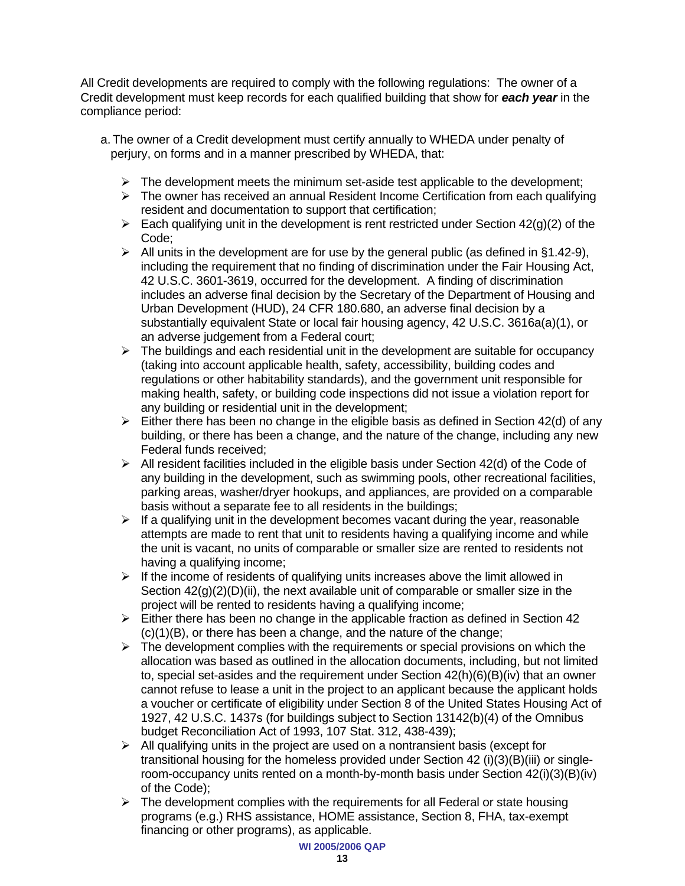All Credit developments are required to comply with the following regulations: The owner of a Credit development must keep records for each qualified building that show for ***each year*** in the compliance period:

a. The owner of a Credit development must certify annually to WHEDA under penalty of perjury, on forms and in a manner prescribed by WHEDA, that:

   - The development meets the minimum set-aside test applicable to the development;
   - The owner has received an annual Resident Income Certification from each qualifying resident and documentation to support that certification;
   - Each qualifying unit in the development is rent restricted under Section 42(g)(2) of the Code;
   - All units in the development are for use by the general public (as defined in §1.42-9), including the requirement that no finding of discrimination under the Fair Housing Act, 42 U.S.C. 3601-3619, occurred for the development. A finding of discrimination includes an adverse final decision by the Secretary of the Department of Housing and Urban Development (HUD), 24 CFR 180.680, an adverse final decision by a substantially equivalent State or local fair housing agency, 42 U.S.C. 3616a(a)(1), or an adverse judgement from a Federal court;
   - The buildings and each residential unit in the development are suitable for occupancy (taking into account applicable health, safety, accessibility, building codes and regulations or other habitability standards), and the government unit responsible for making health, safety, or building code inspections did not issue a violation report for any building or residential unit in the development;
   - Either there has been no change in the eligible basis as defined in Section 42(d) of any building, or there has been a change, and the nature of the change, including any new Federal funds received;
   - All resident facilities included in the eligible basis under Section 42(d) of the Code of any building in the development, such as swimming pools, other recreational facilities, parking areas, washer/dryer hookups, and appliances, are provided on a comparable basis without a separate fee to all residents in the buildings;
   - If a qualifying unit in the development becomes vacant during the year, reasonable attempts are made to rent that unit to residents having a qualifying income and while the unit is vacant, no units of comparable or smaller size are rented to residents not having a qualifying income;
   - If the income of residents of qualifying units increases above the limit allowed in Section 42(g)(2)(D)(ii), the next available unit of comparable or smaller size in the project will be rented to residents having a qualifying income;
   - Either there has been no change in the applicable fraction as defined in Section 42 (c)(1)(B), or there has been a change, and the nature of the change;
   - The development complies with the requirements or special provisions on which the allocation was based as outlined in the allocation documents, including, but not limited to, special set-asides and the requirement under Section 42(h)(6)(B)(iv) that an owner cannot refuse to lease a unit in the project to an applicant because the applicant holds a voucher or certificate of eligibility under Section 8 of the United States Housing Act of 1927, 42 U.S.C. 1437s (for buildings subject to Section 13142(b)(4) of the Omnibus budget Reconciliation Act of 1993, 107 Stat. 312, 438-439);
   - All qualifying units in the project are used on a nontransient basis (except for transitional housing for the homeless provided under Section 42 (i)(3)(B)(iii) or single-room-occupancy units rented on a month-by-month basis under Section 42(i)(3)(B)(iv) of the Code);
   - The development complies with the requirements for all Federal or state housing programs (e.g.) RHS assistance, HOME assistance, Section 8, FHA, tax-exempt financing or other programs), as applicable.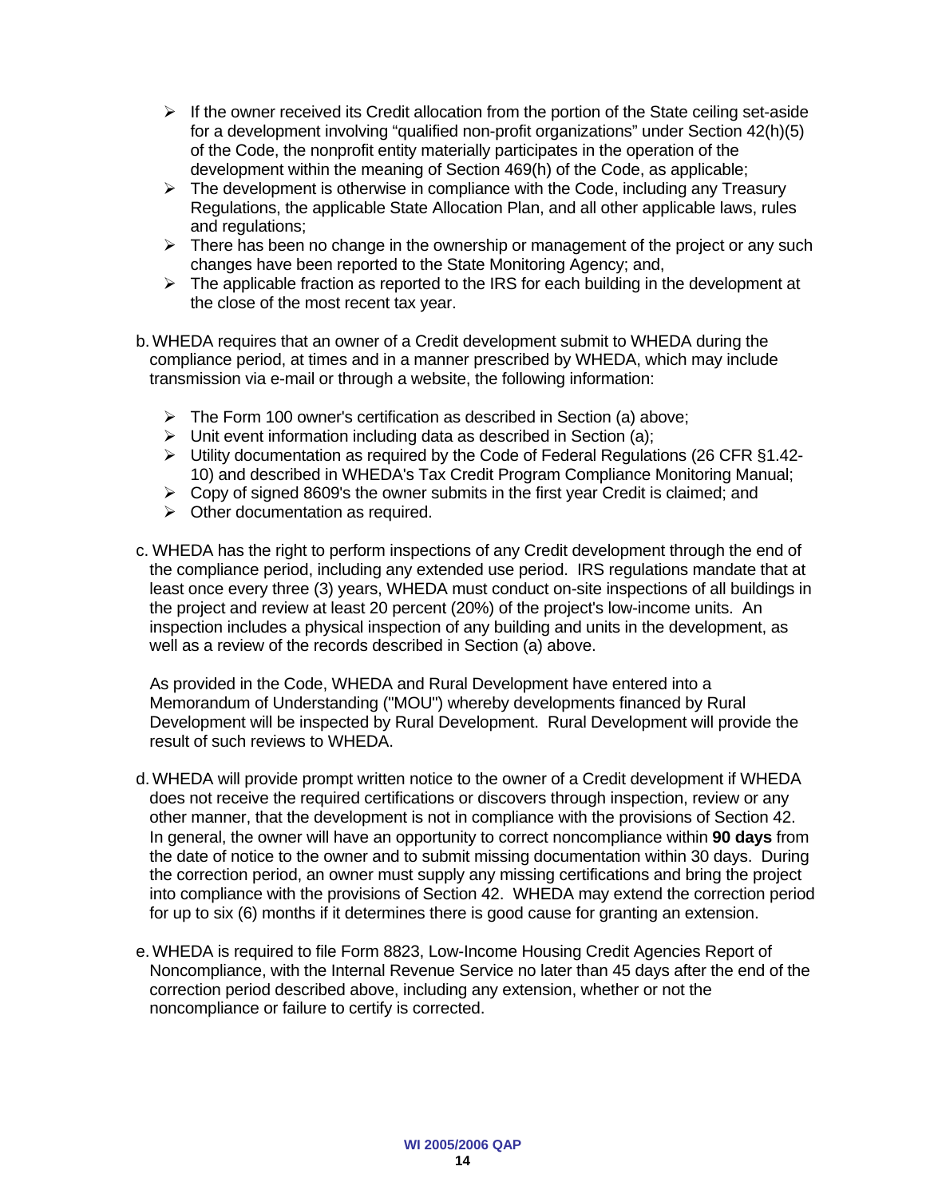- If the owner received its Credit allocation from the portion of the State ceiling set-aside for a development involving "qualified non-profit organizations" under Section 42(h)(5) of the Code, the nonprofit entity materially participates in the operation of the development within the meaning of Section 469(h) of the Code, as applicable;
- The development is otherwise in compliance with the Code, including any Treasury Regulations, the applicable State Allocation Plan, and all other applicable laws, rules and regulations;
- There has been no change in the ownership or management of the project or any such changes have been reported to the State Monitoring Agency; and,
- The applicable fraction as reported to the IRS for each building in the development at the close of the most recent tax year.

b. WHEDA requires that an owner of a Credit development submit to WHEDA during the compliance period, at times and in a manner prescribed by WHEDA, which may include transmission via e-mail or through a website, the following information:

- The Form 100 owner's certification as described in Section (a) above;
- Unit event information including data as described in Section (a);
- Utility documentation as required by the Code of Federal Regulations (26 CFR §1.42-10) and described in WHEDA's Tax Credit Program Compliance Monitoring Manual;
- Copy of signed 8609's the owner submits in the first year Credit is claimed; and
- Other documentation as required.

c. WHEDA has the right to perform inspections of any Credit development through the end of the compliance period, including any extended use period. IRS regulations mandate that at least once every three (3) years, WHEDA must conduct on-site inspections of all buildings in the project and review at least 20 percent (20%) of the project's low-income units. An inspection includes a physical inspection of any building and units in the development, as well as a review of the records described in Section (a) above.

As provided in the Code, WHEDA and Rural Development have entered into a Memorandum of Understanding ("MOU") whereby developments financed by Rural Development will be inspected by Rural Development. Rural Development will provide the result of such reviews to WHEDA.

d. WHEDA will provide prompt written notice to the owner of a Credit development if WHEDA does not receive the required certifications or discovers through inspection, review or any other manner, that the development is not in compliance with the provisions of Section 42. In general, the owner will have an opportunity to correct noncompliance within **90 days** from the date of notice to the owner and to submit missing documentation within 30 days. During the correction period, an owner must supply any missing certifications and bring the project into compliance with the provisions of Section 42. WHEDA may extend the correction period for up to six (6) months if it determines there is good cause for granting an extension.

e. WHEDA is required to file Form 8823, Low-Income Housing Credit Agencies Report of Noncompliance, with the Internal Revenue Service no later than 45 days after the end of the correction period described above, including any extension, whether or not the noncompliance or failure to certify is corrected.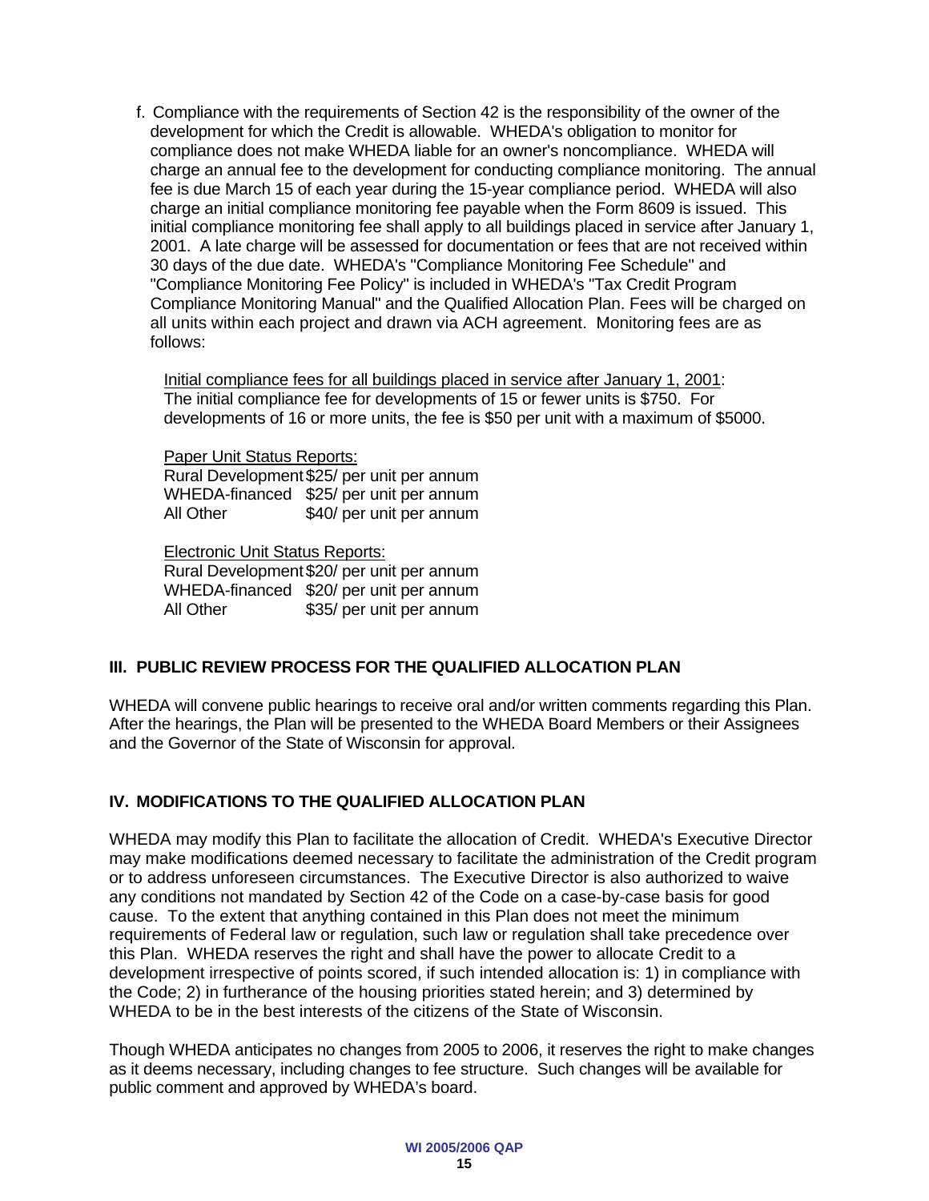f. Compliance with the requirements of Section 42 is the responsibility of the owner of the development for which the Credit is allowable. WHEDA's obligation to monitor for compliance does not make WHEDA liable for an owner's noncompliance. WHEDA will charge an annual fee to the development for conducting compliance monitoring. The annual fee is due March 15 of each year during the 15-year compliance period. WHEDA will also charge an initial compliance monitoring fee payable when the Form 8609 is issued. This initial compliance monitoring fee shall apply to all buildings placed in service after January 1, 2001. A late charge will be assessed for documentation or fees that are not received within 30 days of the due date. WHEDA's "Compliance Monitoring Fee Schedule" and "Compliance Monitoring Fee Policy" is included in WHEDA's "Tax Credit Program Compliance Monitoring Manual" and the Qualified Allocation Plan. Fees will be charged on all units within each project and drawn via ACH agreement. Monitoring fees are as follows:

<u>Initial compliance fees for all buildings placed in service after January 1, 2001</u>: The initial compliance fee for developments of 15 or fewer units is $750. For developments of 16 or more units, the fee is $50 per unit with a maximum of $5000.

<u>Paper Unit Status Reports:</u>

| | |
|---|---|
| Rural Development | $25/ per unit per annum |
| WHEDA-financed | $25/ per unit per annum |
| All Other | $40/ per unit per annum |

<u>Electronic Unit Status Reports:</u>

| | |
|---|---|
| Rural Development | $20/ per unit per annum |
| WHEDA-financed | $20/ per unit per annum |
| All Other | $35/ per unit per annum |

## III. PUBLIC REVIEW PROCESS FOR THE QUALIFIED ALLOCATION PLAN

WHEDA will convene public hearings to receive oral and/or written comments regarding this Plan. After the hearings, the Plan will be presented to the WHEDA Board Members or their Assignees and the Governor of the State of Wisconsin for approval.

## IV. MODIFICATIONS TO THE QUALIFIED ALLOCATION PLAN

WHEDA may modify this Plan to facilitate the allocation of Credit. WHEDA's Executive Director may make modifications deemed necessary to facilitate the administration of the Credit program or to address unforeseen circumstances. The Executive Director is also authorized to waive any conditions not mandated by Section 42 of the Code on a case-by-case basis for good cause. To the extent that anything contained in this Plan does not meet the minimum requirements of Federal law or regulation, such law or regulation shall take precedence over this Plan. WHEDA reserves the right and shall have the power to allocate Credit to a development irrespective of points scored, if such intended allocation is: 1) in compliance with the Code; 2) in furtherance of the housing priorities stated herein; and 3) determined by WHEDA to be in the best interests of the citizens of the State of Wisconsin.

Though WHEDA anticipates no changes from 2005 to 2006, it reserves the right to make changes as it deems necessary, including changes to fee structure. Such changes will be available for public comment and approved by WHEDA's board.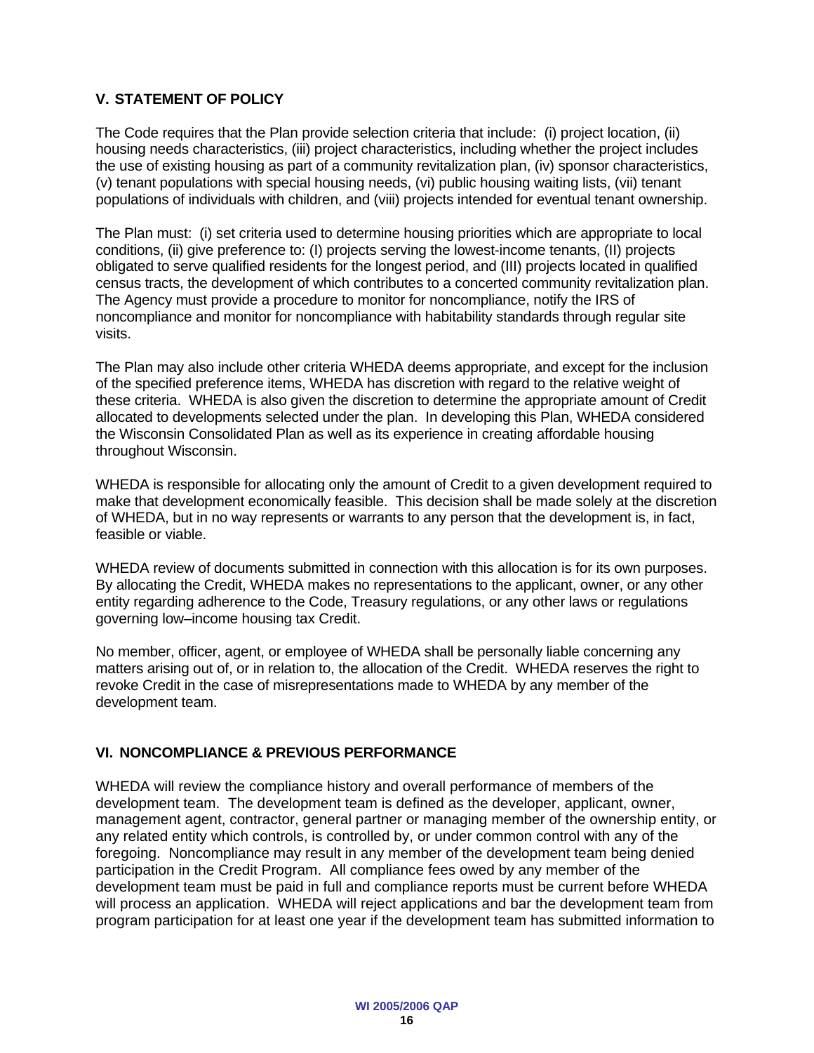## V. STATEMENT OF POLICY

The Code requires that the Plan provide selection criteria that include: (i) project location, (ii) housing needs characteristics, (iii) project characteristics, including whether the project includes the use of existing housing as part of a community revitalization plan, (iv) sponsor characteristics, (v) tenant populations with special housing needs, (vi) public housing waiting lists, (vii) tenant populations of individuals with children, and (viii) projects intended for eventual tenant ownership.

The Plan must: (i) set criteria used to determine housing priorities which are appropriate to local conditions, (ii) give preference to: (I) projects serving the lowest-income tenants, (II) projects obligated to serve qualified residents for the longest period, and (III) projects located in qualified census tracts, the development of which contributes to a concerted community revitalization plan. The Agency must provide a procedure to monitor for noncompliance, notify the IRS of noncompliance and monitor for noncompliance with habitability standards through regular site visits.

The Plan may also include other criteria WHEDA deems appropriate, and except for the inclusion of the specified preference items, WHEDA has discretion with regard to the relative weight of these criteria. WHEDA is also given the discretion to determine the appropriate amount of Credit allocated to developments selected under the plan. In developing this Plan, WHEDA considered the Wisconsin Consolidated Plan as well as its experience in creating affordable housing throughout Wisconsin.

WHEDA is responsible for allocating only the amount of Credit to a given development required to make that development economically feasible. This decision shall be made solely at the discretion of WHEDA, but in no way represents or warrants to any person that the development is, in fact, feasible or viable.

WHEDA review of documents submitted in connection with this allocation is for its own purposes. By allocating the Credit, WHEDA makes no representations to the applicant, owner, or any other entity regarding adherence to the Code, Treasury regulations, or any other laws or regulations governing low–income housing tax Credit.

No member, officer, agent, or employee of WHEDA shall be personally liable concerning any matters arising out of, or in relation to, the allocation of the Credit. WHEDA reserves the right to revoke Credit in the case of misrepresentations made to WHEDA by any member of the development team.

## VI. NONCOMPLIANCE & PREVIOUS PERFORMANCE

WHEDA will review the compliance history and overall performance of members of the development team. The development team is defined as the developer, applicant, owner, management agent, contractor, general partner or managing member of the ownership entity, or any related entity which controls, is controlled by, or under common control with any of the foregoing. Noncompliance may result in any member of the development team being denied participation in the Credit Program. All compliance fees owed by any member of the development team must be paid in full and compliance reports must be current before WHEDA will process an application. WHEDA will reject applications and bar the development team from program participation for at least one year if the development team has submitted information to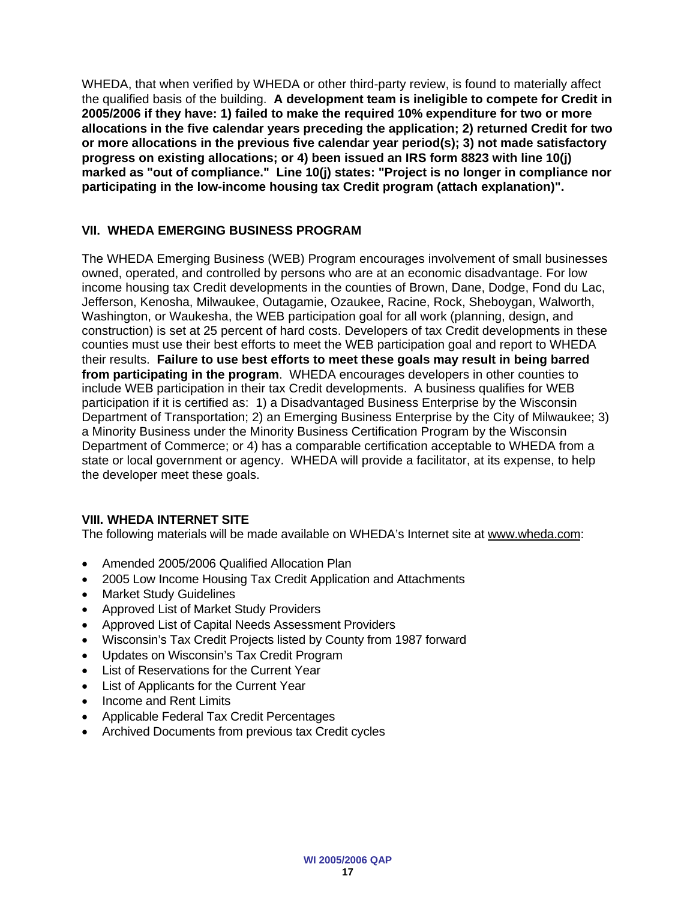WHEDA, that when verified by WHEDA or other third-party review, is found to materially affect the qualified basis of the building. **A development team is ineligible to compete for Credit in 2005/2006 if they have: 1) failed to make the required 10% expenditure for two or more allocations in the five calendar years preceding the application; 2) returned Credit for two or more allocations in the previous five calendar year period(s); 3) not made satisfactory progress on existing allocations; or 4) been issued an IRS form 8823 with line 10(j) marked as "out of compliance." Line 10(j) states: "Project is no longer in compliance nor participating in the low-income housing tax Credit program (attach explanation)".**

## VII. WHEDA EMERGING BUSINESS PROGRAM

The WHEDA Emerging Business (WEB) Program encourages involvement of small businesses owned, operated, and controlled by persons who are at an economic disadvantage. For low income housing tax Credit developments in the counties of Brown, Dane, Dodge, Fond du Lac, Jefferson, Kenosha, Milwaukee, Outagamie, Ozaukee, Racine, Rock, Sheboygan, Walworth, Washington, or Waukesha, the WEB participation goal for all work (planning, design, and construction) is set at 25 percent of hard costs. Developers of tax Credit developments in these counties must use their best efforts to meet the WEB participation goal and report to WHEDA their results. **Failure to use best efforts to meet these goals may result in being barred from participating in the program**. WHEDA encourages developers in other counties to include WEB participation in their tax Credit developments. A business qualifies for WEB participation if it is certified as: 1) a Disadvantaged Business Enterprise by the Wisconsin Department of Transportation; 2) an Emerging Business Enterprise by the City of Milwaukee; 3) a Minority Business under the Minority Business Certification Program by the Wisconsin Department of Commerce; or 4) has a comparable certification acceptable to WHEDA from a state or local government or agency. WHEDA will provide a facilitator, at its expense, to help the developer meet these goals.

## VIII. WHEDA INTERNET SITE

The following materials will be made available on WHEDA's Internet site at www.wheda.com:

- Amended 2005/2006 Qualified Allocation Plan
- 2005 Low Income Housing Tax Credit Application and Attachments
- Market Study Guidelines
- Approved List of Market Study Providers
- Approved List of Capital Needs Assessment Providers
- Wisconsin's Tax Credit Projects listed by County from 1987 forward
- Updates on Wisconsin's Tax Credit Program
- List of Reservations for the Current Year
- List of Applicants for the Current Year
- Income and Rent Limits
- Applicable Federal Tax Credit Percentages
- Archived Documents from previous tax Credit cycles